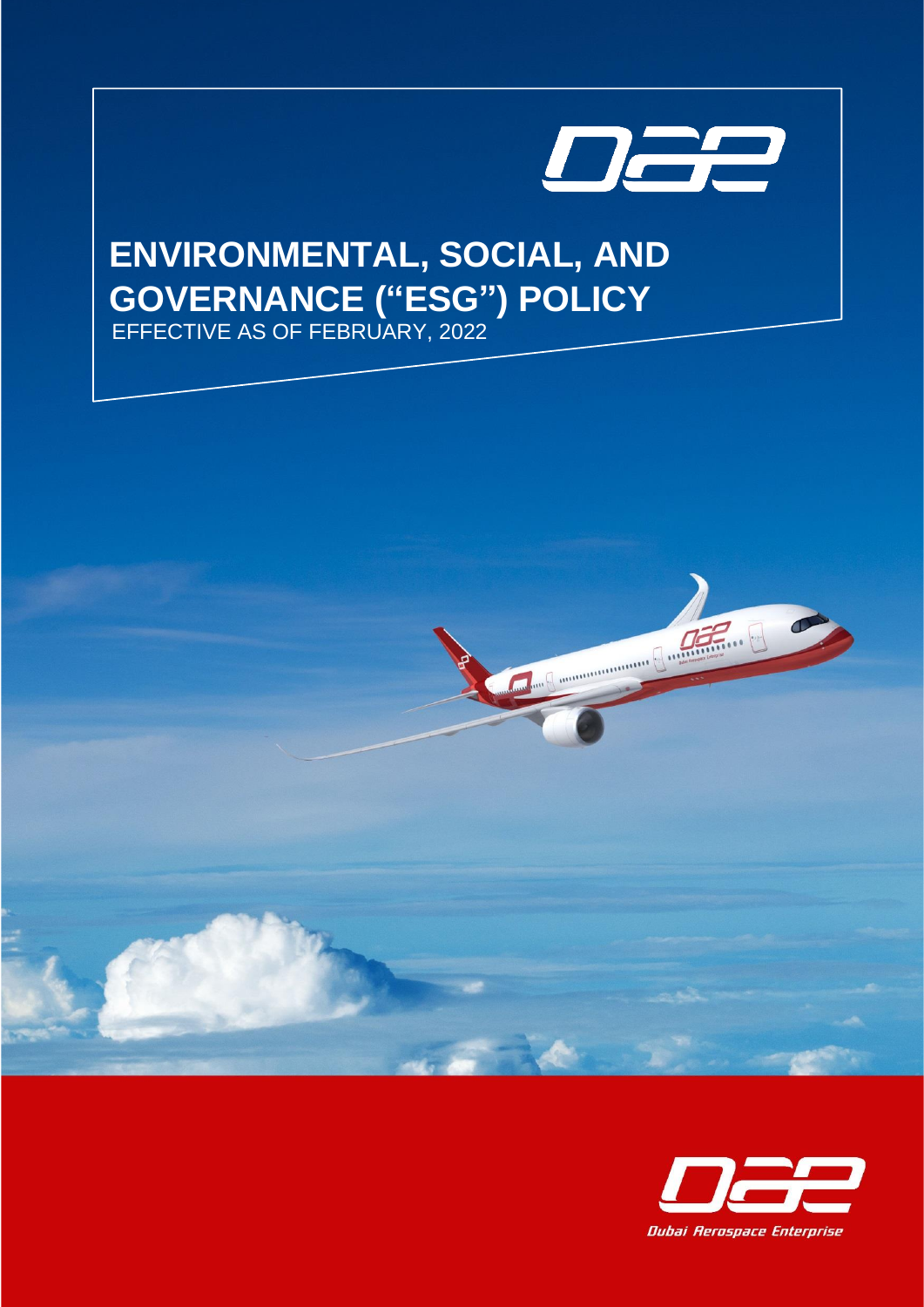# ENVIRONMENTAL, SOCIAL, AND GOVERNANCE ("ESG") POLICY

EFFECTIVE AS OF FEBRUARY, 2022

Dubai Aerospace Enterprise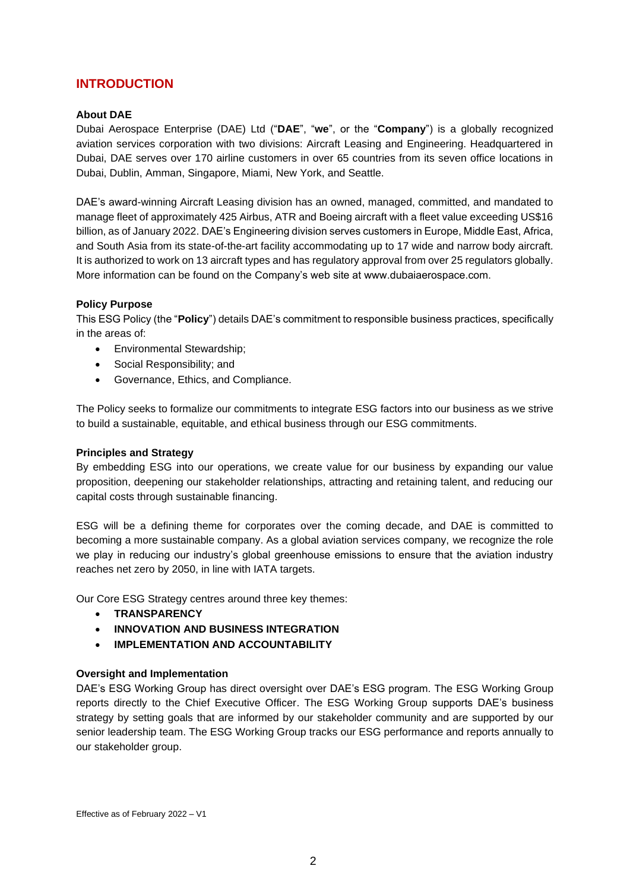# INTRODUCTION

### About DAE

Dubai Aerospace Enterprise (DAE) Ltd ("**DAE**", "**we**", or the "**Company**") is a globally recognized aviation services corporation with two divisions: Aircraft Leasing and Engineering. Headquartered in Dubai, DAE serves over 170 airline customers in over 65 countries from its seven office locations in Dubai, Dublin, Amman, Singapore, Miami, New York, and Seattle.

DAE's award-winning Aircraft Leasing division has an owned, managed, committed, and mandated to manage fleet of approximately 425 Airbus, ATR and Boeing aircraft with a fleet value exceeding US$16 billion, as of January 2022. DAE's Engineering division serves customers in Europe, Middle East, Africa, and South Asia from its state-of-the-art facility accommodating up to 17 wide and narrow body aircraft. It is authorized to work on 13 aircraft types and has regulatory approval from over 25 regulators globally. More information can be found on the Company's web site at www.dubaiaerospace.com.

### Policy Purpose

This ESG Policy (the "**Policy**") details DAE's commitment to responsible business practices, specifically in the areas of:

- Environmental Stewardship;
- Social Responsibility; and
- Governance, Ethics, and Compliance.

The Policy seeks to formalize our commitments to integrate ESG factors into our business as we strive to build a sustainable, equitable, and ethical business through our ESG commitments.

### Principles and Strategy

By embedding ESG into our operations, we create value for our business by expanding our value proposition, deepening our stakeholder relationships, attracting and retaining talent, and reducing our capital costs through sustainable financing.

ESG will be a defining theme for corporates over the coming decade, and DAE is committed to becoming a more sustainable company. As a global aviation services company, we recognize the role we play in reducing our industry's global greenhouse emissions to ensure that the aviation industry reaches net zero by 2050, in line with IATA targets.

Our Core ESG Strategy centres around three key themes:

- **TRANSPARENCY**
- **INNOVATION AND BUSINESS INTEGRATION**
- **IMPLEMENTATION AND ACCOUNTABILITY**

### Oversight and Implementation

DAE's ESG Working Group has direct oversight over DAE's ESG program. The ESG Working Group reports directly to the Chief Executive Officer. The ESG Working Group supports DAE's business strategy by setting goals that are informed by our stakeholder community and are supported by our senior leadership team. The ESG Working Group tracks our ESG performance and reports annually to our stakeholder group.

Effective as of February 2022 – V1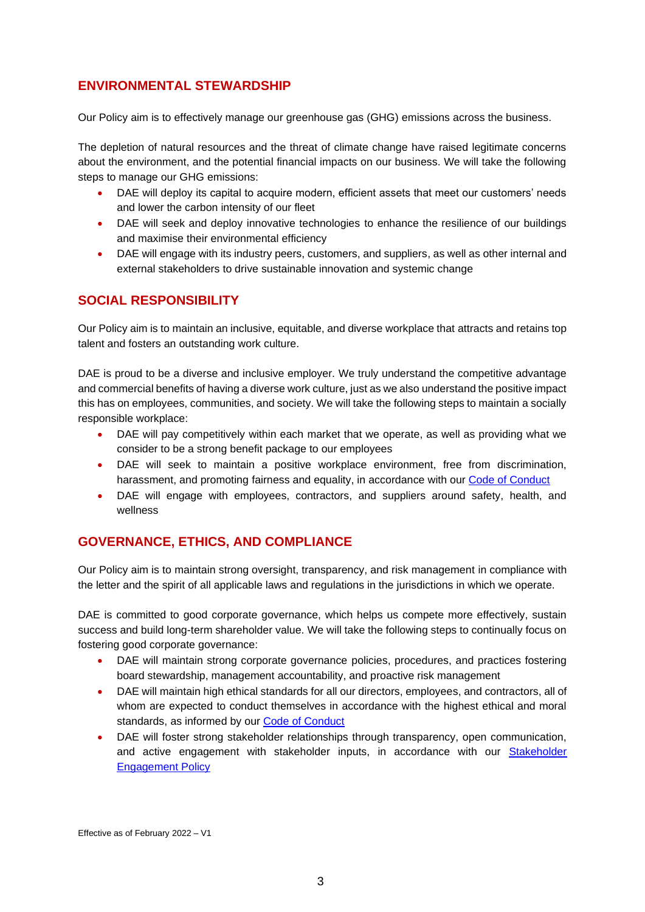## ENVIRONMENTAL STEWARDSHIP

Our Policy aim is to effectively manage our greenhouse gas (GHG) emissions across the business.

The depletion of natural resources and the threat of climate change have raised legitimate concerns about the environment, and the potential financial impacts on our business. We will take the following steps to manage our GHG emissions:

- DAE will deploy its capital to acquire modern, efficient assets that meet our customers' needs and lower the carbon intensity of our fleet
- DAE will seek and deploy innovative technologies to enhance the resilience of our buildings and maximise their environmental efficiency
- DAE will engage with its industry peers, customers, and suppliers, as well as other internal and external stakeholders to drive sustainable innovation and systemic change

## SOCIAL RESPONSIBILITY

Our Policy aim is to maintain an inclusive, equitable, and diverse workplace that attracts and retains top talent and fosters an outstanding work culture.

DAE is proud to be a diverse and inclusive employer. We truly understand the competitive advantage and commercial benefits of having a diverse work culture, just as we also understand the positive impact this has on employees, communities, and society. We will take the following steps to maintain a socially responsible workplace:

- DAE will pay competitively within each market that we operate, as well as providing what we consider to be a strong benefit package to our employees
- DAE will seek to maintain a positive workplace environment, free from discrimination, harassment, and promoting fairness and equality, in accordance with our Code of Conduct
- DAE will engage with employees, contractors, and suppliers around safety, health, and wellness

## GOVERNANCE, ETHICS, AND COMPLIANCE

Our Policy aim is to maintain strong oversight, transparency, and risk management in compliance with the letter and the spirit of all applicable laws and regulations in the jurisdictions in which we operate.

DAE is committed to good corporate governance, which helps us compete more effectively, sustain success and build long-term shareholder value. We will take the following steps to continually focus on fostering good corporate governance:

- DAE will maintain strong corporate governance policies, procedures, and practices fostering board stewardship, management accountability, and proactive risk management
- DAE will maintain high ethical standards for all our directors, employees, and contractors, all of whom are expected to conduct themselves in accordance with the highest ethical and moral standards, as informed by our Code of Conduct
- DAE will foster strong stakeholder relationships through transparency, open communication, and active engagement with stakeholder inputs, in accordance with our Stakeholder Engagement Policy

Effective as of February 2022 – V1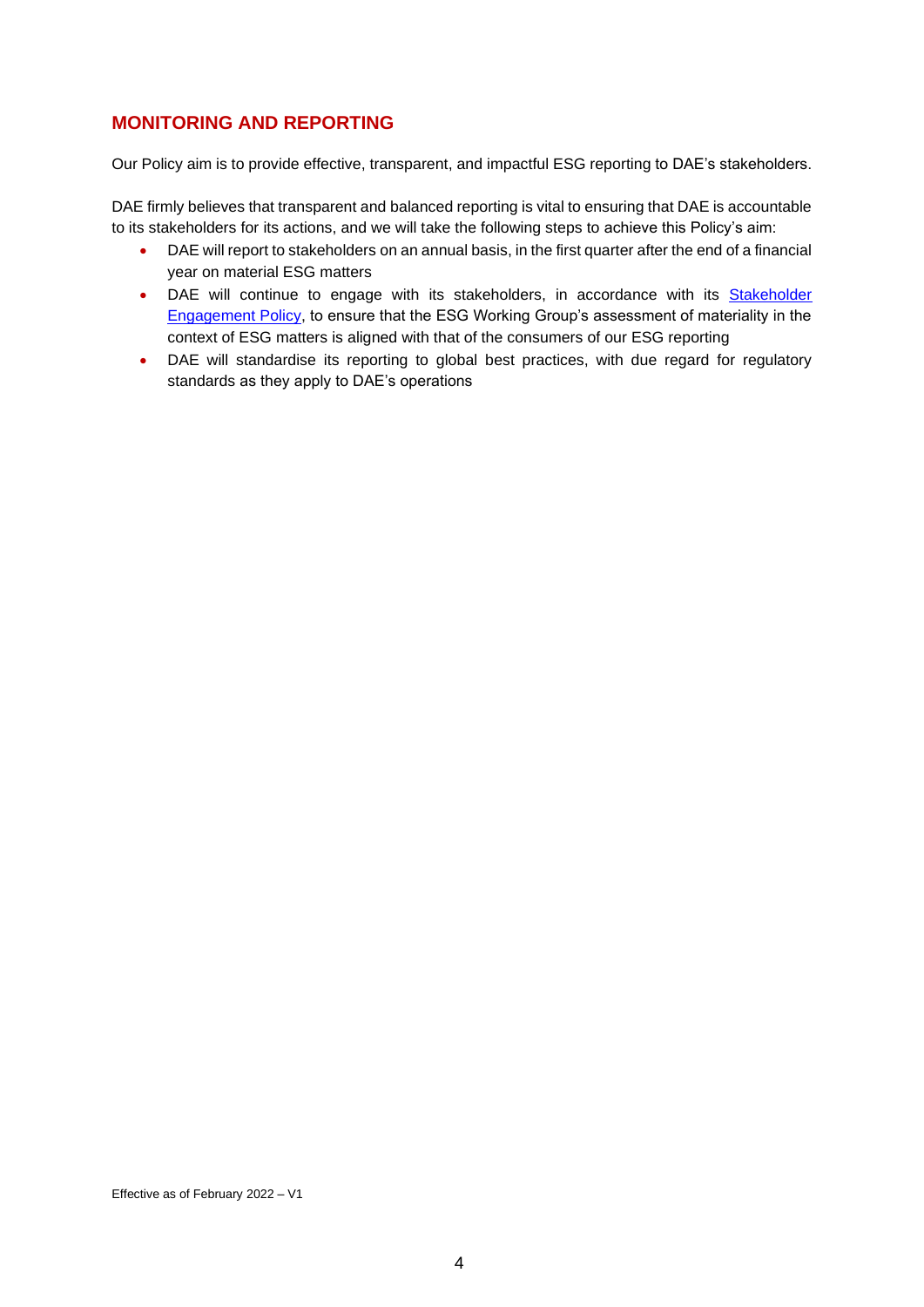## MONITORING AND REPORTING

Our Policy aim is to provide effective, transparent, and impactful ESG reporting to DAE's stakeholders.

DAE firmly believes that transparent and balanced reporting is vital to ensuring that DAE is accountable to its stakeholders for its actions, and we will take the following steps to achieve this Policy's aim:

- DAE will report to stakeholders on an annual basis, in the first quarter after the end of a financial year on material ESG matters
- DAE will continue to engage with its stakeholders, in accordance with its Stakeholder Engagement Policy, to ensure that the ESG Working Group's assessment of materiality in the context of ESG matters is aligned with that of the consumers of our ESG reporting
- DAE will standardise its reporting to global best practices, with due regard for regulatory standards as they apply to DAE's operations

Effective as of February 2022 – V1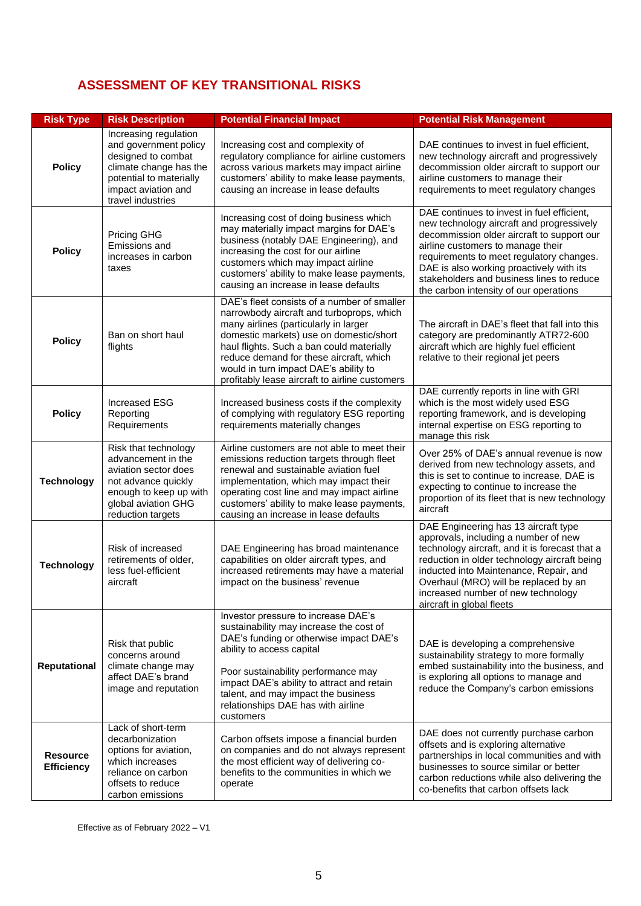## ASSESSMENT OF KEY TRANSITIONAL RISKS

| Risk Type | Risk Description | Potential Financial Impact | Potential Risk Management |
|---|---|---|---|
| **Policy** | Increasing regulation and government policy designed to combat climate change has the potential to materially impact aviation and travel industries | Increasing cost and complexity of regulatory compliance for airline customers across various markets may impact airline customers' ability to make lease payments, causing an increase in lease defaults | DAE continues to invest in fuel efficient, new technology aircraft and progressively decommission older aircraft to support our airline customers to manage their requirements to meet regulatory changes |
| **Policy** | Pricing GHG Emissions and increases in carbon taxes | Increasing cost of doing business which may materially impact margins for DAE's business (notably DAE Engineering), and increasing the cost for our airline customers which may impact airline customers' ability to make lease payments, causing an increase in lease defaults | DAE continues to invest in fuel efficient, new technology aircraft and progressively decommission older aircraft to support our airline customers to manage their requirements to meet regulatory changes. DAE is also working proactively with its stakeholders and business lines to reduce the carbon intensity of our operations |
| **Policy** | Ban on short haul flights | DAE's fleet consists of a number of smaller narrowbody aircraft and turboprops, which many airlines (particularly in larger domestic markets) use on domestic/short haul flights. Such a ban could materially reduce demand for these aircraft, which would in turn impact DAE's ability to profitably lease aircraft to airline customers | The aircraft in DAE's fleet that fall into this category are predominantly ATR72-600 aircraft which are highly fuel efficient relative to their regional jet peers |
| **Policy** | Increased ESG Reporting Requirements | Increased business costs if the complexity of complying with regulatory ESG reporting requirements materially changes | DAE currently reports in line with GRI which is the most widely used ESG reporting framework, and is developing internal expertise on ESG reporting to manage this risk |
| **Technology** | Risk that technology advancement in the aviation sector does not advance quickly enough to keep up with global GHG reduction targets | Airline customers are not able to meet their emissions reduction targets through fleet renewal and sustainable aviation fuel implementation, which may impact their operating cost line and may impact airline customers' ability to make lease payments, causing an increase in lease defaults | Over 25% of DAE's annual revenue is now derived from new technology assets, and this is set to continue to increase, DAE is expecting to continue to increase the proportion of its fleet that is new technology aircraft |
| **Technology** | Risk of increased retirements of older, less fuel-efficient aircraft | DAE Engineering has broad maintenance capabilities on older aircraft types, and increased retirements may have a material impact on the business' revenue | DAE Engineering has 13 aircraft type approvals, including a number of new technology aircraft, and it is forecast that a reduction in older technology aircraft being inducted into Maintenance, Repair, and Overhaul (MRO) will be replaced by an increased number of new technology aircraft in global fleets |
| **Reputational** | Risk that public concerns around climate change may affect DAE's brand image and reputation | Investor pressure to increase DAE's sustainability may increase the cost of DAE's funding or otherwise impact DAE's ability to access capital<br><br>Poor sustainability performance may impact DAE's ability to attract and retain talent, and may impact the business relationships DAE has with airline customers | DAE is developing a comprehensive sustainability strategy to more formally embed sustainability into the business, and is exploring all options to manage and reduce the Company's carbon emissions |
| **Resource Efficiency** | Lack of short-term decarbonization options for aviation, which increases reliance on carbon offsets to reduce carbon emissions | Carbon offsets impose a financial burden on companies and do not always represent the most efficient way of delivering co-benefits to the communities in which we operate | DAE does not currently purchase carbon offsets and is exploring alternative partnerships in local communities and with businesses to source similar or better carbon reductions while also delivering the co-benefits that carbon offsets lack |

Effective as of February 2022 – V1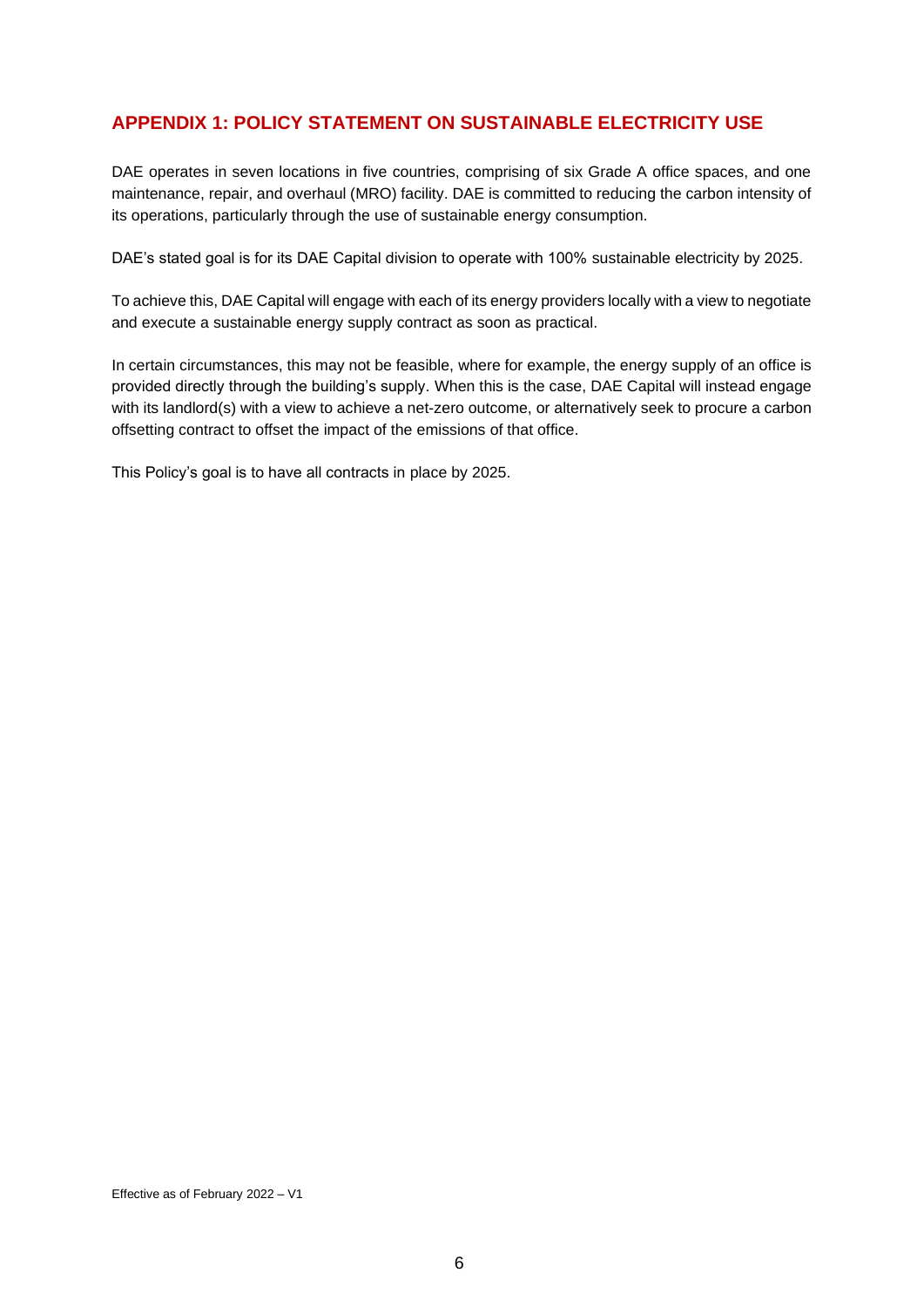## APPENDIX 1: POLICY STATEMENT ON SUSTAINABLE ELECTRICITY USE

DAE operates in seven locations in five countries, comprising of six Grade A office spaces, and one maintenance, repair, and overhaul (MRO) facility. DAE is committed to reducing the carbon intensity of its operations, particularly through the use of sustainable energy consumption.

DAE's stated goal is for its DAE Capital division to operate with 100% sustainable electricity by 2025.

To achieve this, DAE Capital will engage with each of its energy providers locally with a view to negotiate and execute a sustainable energy supply contract as soon as practical.

In certain circumstances, this may not be feasible, where for example, the energy supply of an office is provided directly through the building's supply. When this is the case, DAE Capital will instead engage with its landlord(s) with a view to achieve a net-zero outcome, or alternatively seek to procure a carbon offsetting contract to offset the impact of the emissions of that office.

This Policy's goal is to have all contracts in place by 2025.

Effective as of February 2022 – V1